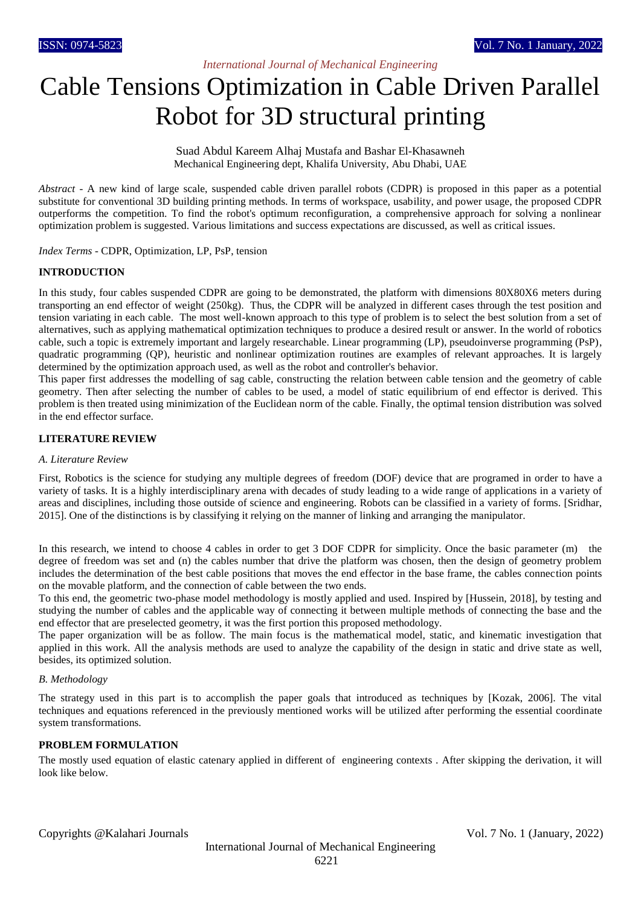# Cable Tensions Optimization in Cable Driven Parallel Robot for 3D structural printing

Suad Abdul Kareem Alhaj Mustafa and Bashar El-Khasawneh
Mechanical Engineering dept, Khalifa University, Abu Dhabi, UAE

*Abstract* - A new kind of large scale, suspended cable driven parallel robots (CDPR) is proposed in this paper as a potential substitute for conventional 3D building printing methods. In terms of workspace, usability, and power usage, the proposed CDPR outperforms the competition. To find the robot's optimum reconfiguration, a comprehensive approach for solving a nonlinear optimization problem is suggested. Various limitations and success expectations are discussed, as well as critical issues.

*Index Terms* - CDPR, Optimization, LP, PsP, tension

## INTRODUCTION

In this study, four cables suspended CDPR are going to be demonstrated, the platform with dimensions 80X80X6 meters during transporting an end effector of weight (250kg). Thus, the CDPR will be analyzed in different cases through the test position and tension variating in each cable. The most well-known approach to this type of problem is to select the best solution from a set of alternatives, such as applying mathematical optimization techniques to produce a desired result or answer. In the world of robotics cable, such a topic is extremely important and largely researchable. Linear programming (LP), pseudoinverse programming (PsP), quadratic programming (QP), heuristic and nonlinear optimization routines are examples of relevant approaches. It is largely determined by the optimization approach used, as well as the robot and controller's behavior.

This paper first addresses the modelling of sag cable, constructing the relation between cable tension and the geometry of cable geometry. Then after selecting the number of cables to be used, a model of static equilibrium of end effector is derived. This problem is then treated using minimization of the Euclidean norm of the cable. Finally, the optimal tension distribution was solved in the end effector surface.

## LITERATURE REVIEW

### *A. Literature Review*

First, Robotics is the science for studying any multiple degrees of freedom (DOF) device that are programed in order to have a variety of tasks. It is a highly interdisciplinary arena with decades of study leading to a wide range of applications in a variety of areas and disciplines, including those outside of science and engineering. Robots can be classified in a variety of forms. [Sridhar, 2015]. One of the distinctions is by classifying it relying on the manner of linking and arranging the manipulator.

In this research, we intend to choose 4 cables in order to get 3 DOF CDPR for simplicity. Once the basic parameter (m) the degree of freedom was set and (n) the cables number that drive the platform was chosen, then the design of geometry problem includes the determination of the best cables positions that moves the end effector in the base frame, the cables connection points on the movable platform, and the connection of cable between the two ends.

To this end, the geometric two-phase model methodology is mostly applied and used. Inspired by [Hussein, 2018], by testing and studying the number of cables and the applicable way of connecting it between multiple methods of connecting the base and the end effector that are preselected geometry, it was the first portion this proposed methodology.

The paper organization will be as follow. The main focus is the mathematical model, static, and kinematic investigation that applied in this work. All the analysis methods are used to analyze the capability of the design in static and drive state as well, besides, its optimized solution.

### *B. Methodology*

The strategy used in this part is to accomplish the paper goals that introduced as techniques by [Kozak, 2006]. The vital techniques and equations referenced in the previously mentioned works will be utilized after performing the essential coordinate system transformations.

## PROBLEM FORMULATION

The mostly used equation of elastic catenary applied in different of engineering contexts . After skipping the derivation, it will look like below.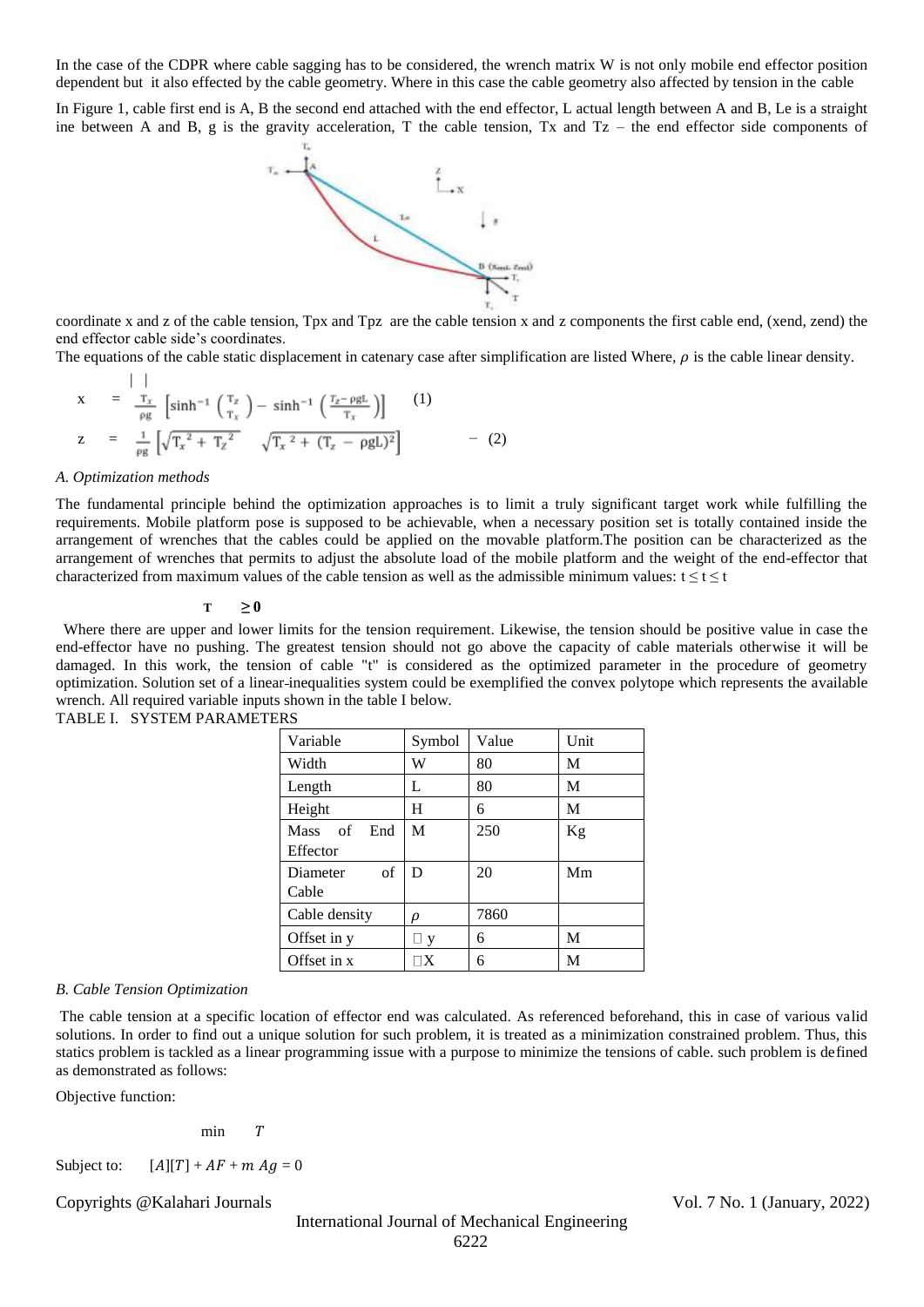In the case of the CDPR where cable sagging has to be considered, the wrench matrix W is not only mobile end effector position dependent but it also effected by the cable geometry. Where in this case the cable geometry also affected by tension in the cable

In Figure 1, cable first end is A, B the second end attached with the end effector, L actual length between A and B, Le is a straight ine between A and B, g is the gravity acceleration, T the cable tension, Tx and Tz – the end effector side components of coordinate x and z of the cable tension, Tpx and Tpz are the cable tension x and z components the first cable end, (xend, zend) the end effector cable side's coordinates.

The equations of the cable static displacement in catenary case after simplification are listed Where, $\rho$ is the cable linear density.

$$x = \frac{T_x}{\rho g}\left[\sinh^{-1}\left(\frac{T_z}{T_x}\right) - \sinh^{-1}\left(\frac{T_z - \rho g L}{T_x}\right)\right] \quad (1)$$

$$z = \frac{1}{\rho g}\left[\sqrt{T_x^{\,2} + T_z^{\,2}} \quad \sqrt{T_x^{\,2} + (T_z - \rho g L)^2}\right] \quad - (2)$$

### A. Optimization methods

The fundamental principle behind the optimization approaches is to limit a truly significant target work while fulfilling the requirements. Mobile platform pose is supposed to be achievable, when a necessary position set is totally contained inside the arrangement of wrenches that the cables could be applied on the movable platform.The position can be characterized as the arrangement of wrenches that permits to adjust the absolute load of the mobile platform and the weight of the end-effector that characterized from maximum values of the cable tension as well as the admissible minimum values: $t \le t \le t$

$$T \geq 0$$

Where there are upper and lower limits for the tension requirement. Likewise, the tension should be positive value in case the end-effector have no pushing. The greatest tension should not go above the capacity of cable materials otherwise it will be damaged. In this work, the tension of cable "t" is considered as the optimized parameter in the procedure of geometry optimization. Solution set of a linear-inequalities system could be exemplified the convex polytope which represents the available wrench. All required variable inputs shown in the table I below.

TABLE I. SYSTEM PARAMETERS

| Variable | Symbol | Value | Unit |
|---|---|---|---|
| Width | W | 80 | M |
| Length | L | 80 | M |
| Height | H | 6 | M |
| Mass of End Effector | M | 250 | Kg |
| Diameter of Cable | D | 20 | Mm |
| Cable density | $\rho$ | 7860 | |
| Offset in y | □ y | 6 | M |
| Offset in x | □X | 6 | M |

### B. Cable Tension Optimization

The cable tension at a specific location of effector end was calculated. As referenced beforehand, this in case of various valid solutions. In order to find out a unique solution for such problem, it is treated as a minimization constrained problem. Thus, this statics problem is tackled as a linear programming issue with a purpose to minimize the tensions of cable. such problem is defined as demonstrated as follows:

Objective function:

$$\min \quad T$$

Subject to: $[A][T] + AF + m\,Ag = 0$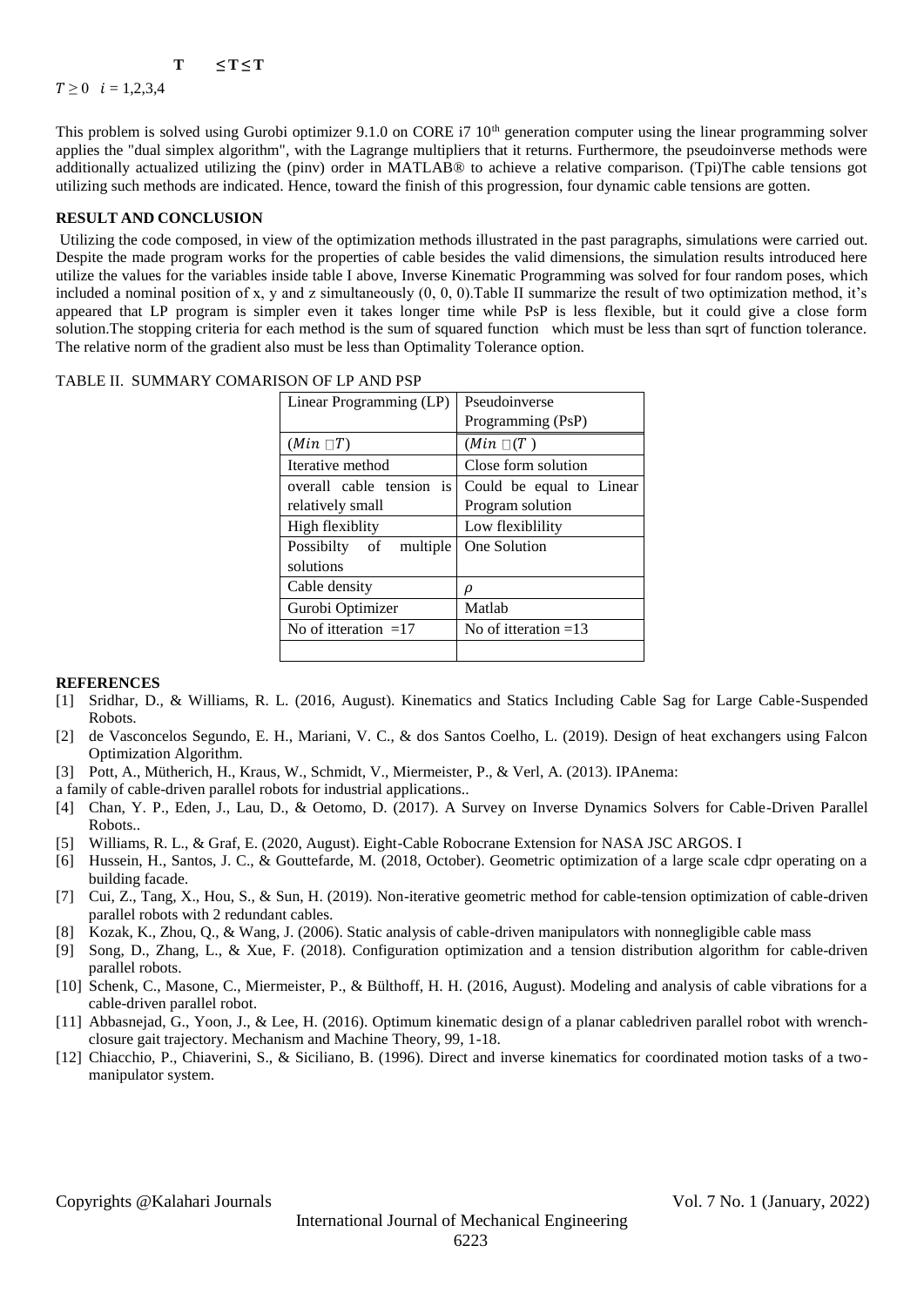$$\mathbf{T} \quad \leq \mathbf{T} \leq \mathbf{T}$$

$T \geq 0 \quad i = 1,2,3,4$

This problem is solved using Gurobi optimizer 9.1.0 on CORE i7 10th generation computer using the linear programming solver applies the "dual simplex algorithm", with the Lagrange multipliers that it returns. Furthermore, the pseudoinverse methods were additionally actualized utilizing the (pinv) order in MATLAB® to achieve a relative comparison. (Tpi)The cable tensions got utilizing such methods are indicated. Hence, toward the finish of this progression, four dynamic cable tensions are gotten.

## RESULT AND CONCLUSION

Utilizing the code composed, in view of the optimization methods illustrated in the past paragraphs, simulations were carried out. Despite the made program works for the properties of cable besides the valid dimensions, the simulation results introduced here utilize the values for the variables inside table I above, Inverse Kinematic Programming was solved for four random poses, which included a nominal position of x, y and z simultaneously (0, 0, 0).Table II summarize the result of two optimization method, it's appeared that LP program is simpler even it takes longer time while PsP is less flexible, but it could give a close form solution.The stopping criteria for each method is the sum of squared function which must be less than sqrt of function tolerance. The relative norm of the gradient also must be less than Optimality Tolerance option.

TABLE II. SUMMARY COMARISON OF LP AND PSP

| Linear Programming (LP) | Pseudoinverse Programming (PsP) |
|---|---|
| $(Min \ \square T)$ | $(Min \ \square(T\ )$ |
| Iterative method | Close form solution |
| overall cable tension is relatively small | Could be equal to Linear Program solution |
| High flexiblity | Low flexiblility |
| Possibilty of multiple solutions | One Solution |
| Cable density | $\rho$ |
| Gurobi Optimizer | Matlab |
| No of itteration =17 | No of itteration =13 |
| | |

## REFERENCES

[1] Sridhar, D., & Williams, R. L. (2016, August). Kinematics and Statics Including Cable Sag for Large Cable-Suspended Robots.

[2] de Vasconcelos Segundo, E. H., Mariani, V. C., & dos Santos Coelho, L. (2019). Design of heat exchangers using Falcon Optimization Algorithm.

[3] Pott, A., Mütherich, H., Kraus, W., Schmidt, V., Miermeister, P., & Verl, A. (2013). IPAnema: a family of cable-driven parallel robots for industrial applications..

[4] Chan, Y. P., Eden, J., Lau, D., & Oetomo, D. (2017). A Survey on Inverse Dynamics Solvers for Cable-Driven Parallel Robots..

[5] Williams, R. L., & Graf, E. (2020, August). Eight-Cable Robocrane Extension for NASA JSC ARGOS. I

[6] Hussein, H., Santos, J. C., & Gouttefarde, M. (2018, October). Geometric optimization of a large scale cdpr operating on a building facade.

[7] Cui, Z., Tang, X., Hou, S., & Sun, H. (2019). Non-iterative geometric method for cable-tension optimization of cable-driven parallel robots with 2 redundant cables.

[8] Kozak, K., Zhou, Q., & Wang, J. (2006). Static analysis of cable-driven manipulators with nonnegligible cable mass

[9] Song, D., Zhang, L., & Xue, F. (2018). Configuration optimization and a tension distribution algorithm for cable-driven parallel robots.

[10] Schenk, C., Masone, C., Miermeister, P., & Bülthoff, H. H. (2016, August). Modeling and analysis of cable vibrations for a cable-driven parallel robot.

[11] Abbasnejad, G., Yoon, J., & Lee, H. (2016). Optimum kinematic design of a planar cabledriven parallel robot with wrench-closure gait trajectory. Mechanism and Machine Theory, 99, 1-18.

[12] Chiacchio, P., Chiaverini, S., & Siciliano, B. (1996). Direct and inverse kinematics for coordinated motion tasks of a two-manipulator system.